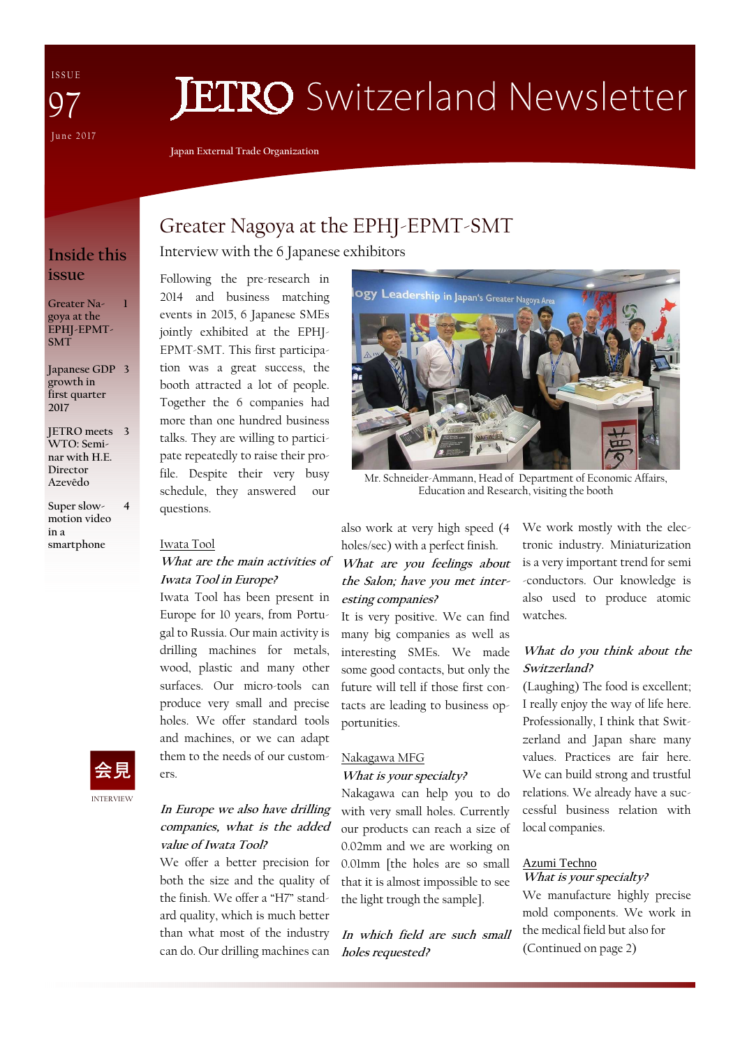ISSUE

97

June 2017

# JETRO Switzerland Newsletter

Japan External Trade Organization

## Inside this issue

- Greater Nagoya at the EPHJ-EPMT-SMT — 1
- Japanese GDP growth in first quarter 2017 — 3
- JETRO meets WTO: Seminar with H.E. Director Azevêdo — 3
- Super slow-motion video in a smartphone — 4

会見

INTERVIEW

# Greater Nagoya at the EPHJ-EPMT-SMT

## Interview with the 6 Japanese exhibitors

Following the pre-research in 2014 and business matching events in 2015, 6 Japanese SMEs jointly exhibited at the EPHJ-EPMT-SMT. This first participation was a great success, the booth attracted a lot of people. Together the 6 companies had more than one hundred business talks. They are willing to participate repeatedly to raise their profile. Despite their very busy schedule, they answered our questions.

Mr. Schneider-Ammann, Head of Department of Economic Affairs, Education and Research, visiting the booth

### Iwata Tool

***What are the main activities of Iwata Tool in Europe?***

Iwata Tool has been present in Europe for 10 years, from Portugal to Russia. Our main activity is drilling machines for metals, wood, plastic and many other surfaces. Our micro-tools can produce very small and precise holes. We offer standard tools and machines, or we can adapt them to the needs of our customers.

***In Europe we also have drilling companies, what is the added value of Iwata Tool?***

We offer a better precision for both the size and the quality of the finish. We offer a "H7" standard quality, which is much better than what most of the industry can do. Our drilling machines can also work at very high speed (4 holes/sec) with a perfect finish.

***What are you feelings about the Salon; have you met interesting companies?***

It is very positive. We can find many big companies as well as interesting SMEs. We made some good contacts, but only the future will tell if those first contacts are leading to business opportunities.

### Nakagawa MFG

***What is your specialty?***

Nakagawa can help you to do with very small holes. Currently our products can reach a size of 0.02mm and we are working on 0.01mm [the holes are so small that it is almost impossible to see the light trough the sample].

***In which field are such small holes requested?***

We work mostly with the electronic industry. Miniaturization is a very important trend for semi-conductors. Our knowledge is also used to produce atomic watches.

***What do you think about the Switzerland?***

(Laughing) The food is excellent; I really enjoy the way of life here. Professionally, I think that Switzerland and Japan share many values. Practices are fair here. We can build strong and trustful relations. We already have a successful business relation with local companies.

### Azumi Techno

***What is your specialty?***

We manufacture highly precise mold components. We work in the medical field but also for (Continued on page 2)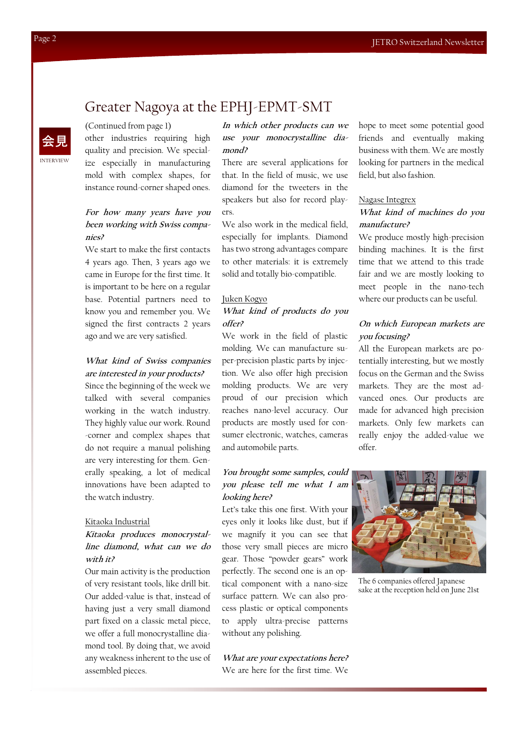# Greater Nagoya at the EPHJ-EPMT-SMT

会見

INTERVIEW

(Continued from page 1)

other industries requiring high quality and precision. We specialize especially in manufacturing mold with complex shapes, for instance round-corner shaped ones.

***For how many years have you been working with Swiss companies?***

We start to make the first contacts 4 years ago. Then, 3 years ago we came in Europe for the first time. It is important to be here on a regular base. Potential partners need to know you and remember you. We signed the first contracts 2 years ago and we are very satisfied.

***What kind of Swiss companies are interested in your products?***

Since the beginning of the week we talked with several companies working in the watch industry. They highly value our work. Round-corner and complex shapes that do not require a manual polishing are very interesting for them. Generally speaking, a lot of medical innovations have been adapted to the watch industry.

Kitaoka Industrial

***Kitaoka produces monocrystalline diamond, what can we do with it?***

Our main activity is the production of very resistant tools, like drill bit. Our added-value is that, instead of having just a very small diamond part fixed on a classic metal piece, we offer a full monocrystalline diamond tool. By doing that, we avoid any weakness inherent to the use of assembled pieces.

***In which other products can we use your monocrystalline diamond?***

There are several applications for that. In the field of music, we use diamond for the tweeters in the speakers but also for record players.

We also work in the medical field, especially for implants. Diamond has two strong advantages compare to other materials: it is extremely solid and totally bio-compatible.

Juken Kogyo

***What kind of products do you offer?***

We work in the field of plastic molding. We can manufacture super-precision plastic parts by injection. We also offer high precision molding products. We are very proud of our precision which reaches nano-level accuracy. Our products are mostly used for consumer electronic, watches, cameras and automobile parts.

***You brought some samples, could you please tell me what I am looking here?***

Let's take this one first. With your eyes only it looks like dust, but if we magnify it you can see that those very small pieces are micro gear. Those "powder gears" work perfectly. The second one is an optical component with a nano-size surface pattern. We can also process plastic or optical components to apply ultra-precise patterns without any polishing.

***What are your expectations here?***

We are here for the first time. We hope to meet some potential good friends and eventually making business with them. We are mostly looking for partners in the medical field, but also fashion.

Nagase Integrex

***What kind of machines do you manufacture?***

We produce mostly high-precision binding machines. It is the first time that we attend to this trade fair and we are mostly looking to meet people in the nano-tech where our products can be useful.

***On which European markets are you focusing?***

All the European markets are potentially interesting, but we mostly focus on the German and the Swiss markets. They are the most advanced ones. Our products are made for advanced high precision markets. Only few markets can really enjoy the added-value we offer.

The 6 companies offered Japanese sake at the reception held on June 21st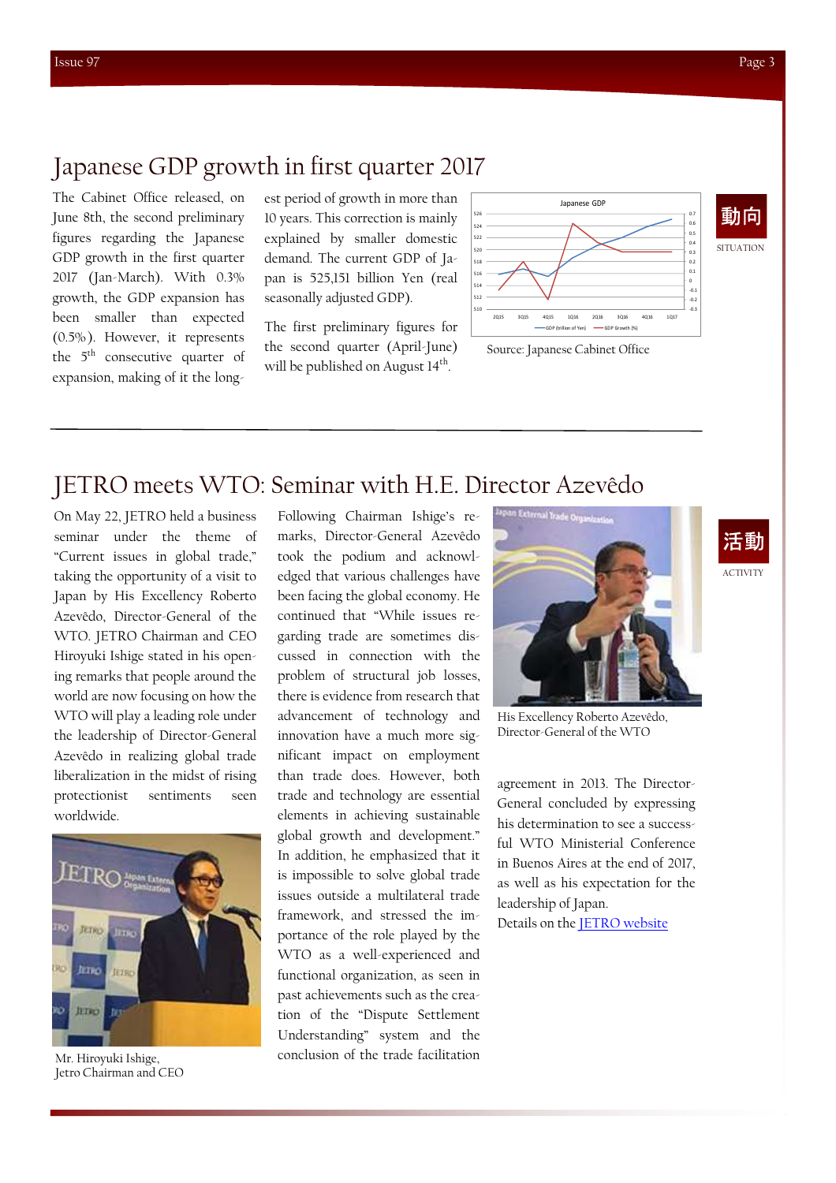# Japanese GDP growth in first quarter 2017

動向

SITUATION

The Cabinet Office released, on June 8th, the second preliminary figures regarding the Japanese GDP growth in the first quarter 2017 (Jan-March). With 0.3% growth, the GDP expansion has been smaller than expected (0.5%). However, it represents the 5th consecutive quarter of expansion, making of it the longest period of growth in more than 10 years. This correction is mainly explained by smaller domestic demand. The current GDP of Japan is 525,151 billion Yen (real seasonally adjusted GDP).

The first preliminary figures for the second quarter (April-June) will be published on August 14th.

Japanese GDP

526
524
522
520
518
516
514
512
510

0.7
0.6
0.5
0.4
0.3
0.2
0.1
0
-0.1
-0.2
-0.3

2Q15 3Q15 4Q15 1Q16 2Q16 3Q16 4Q16 1Q17

GDP (trillion of Yen) GDP Growth (%)

Source: Japanese Cabinet Office

# JETRO meets WTO: Seminar with H.E. Director Azevêdo

活動

ACTIVITY

On May 22, JETRO held a business seminar under the theme of "Current issues in global trade," taking the opportunity of a visit to Japan by His Excellency Roberto Azevêdo, Director-General of the WTO. JETRO Chairman and CEO Hiroyuki Ishige stated in his opening remarks that people around the world are now focusing on how the WTO will play a leading role under the leadership of Director-General Azevêdo in realizing global trade liberalization in the midst of rising protectionist sentiments seen worldwide.

Mr. Hiroyuki Ishige,
Jetro Chairman and CEO

Following Chairman Ishige's remarks, Director-General Azevêdo took the podium and acknowledged that various challenges have been facing the global economy. He continued that "While issues regarding trade are sometimes discussed in connection with the problem of structural job losses, there is evidence from research that advancement of technology and innovation have a much more significant impact on employment than trade does. However, both trade and technology are essential elements in achieving sustainable global growth and development." In addition, he emphasized that it is impossible to solve global trade issues outside a multilateral trade framework, and stressed the importance of the role played by the WTO as a well-experienced and functional organization, as seen in past achievements such as the creation of the "Dispute Settlement Understanding" system and the conclusion of the trade facilitation agreement in 2013. The Director-General concluded by expressing his determination to see a successful WTO Ministerial Conference in Buenos Aires at the end of 2017, as well as his expectation for the leadership of Japan.

His Excellency Roberto Azevêdo,
Director-General of the WTO

Details on the [JETRO website]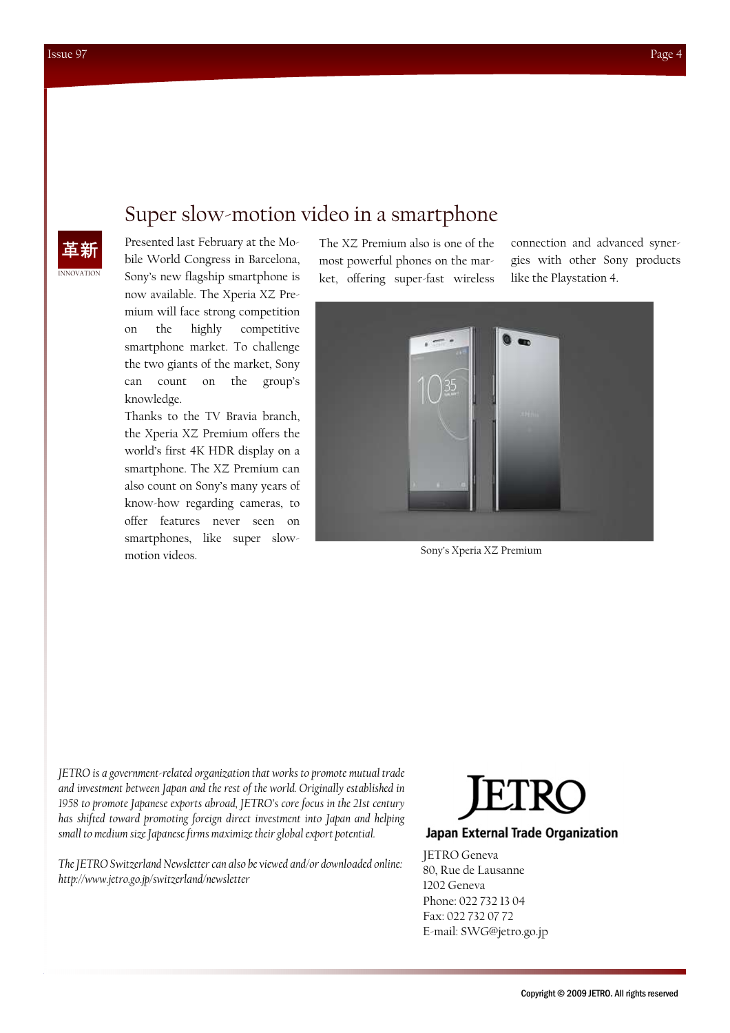## Super slow-motion video in a smartphone

革新

INNOVATION

Presented last February at the Mobile World Congress in Barcelona, Sony's new flagship smartphone is now available. The Xperia XZ Premium will face strong competition on the highly competitive smartphone market. To challenge the two giants of the market, Sony can count on the group's knowledge.

Thanks to the TV Bravia branch, the Xperia XZ Premium offers the world's first 4K HDR display on a smartphone. The XZ Premium can also count on Sony's many years of know-how regarding cameras, to offer features never seen on smartphones, like super slow-motion videos.

The XZ Premium also is one of the most powerful phones on the market, offering super-fast wireless connection and advanced synergies with other Sony products like the Playstation 4.

Sony's Xperia XZ Premium

*JETRO is a government-related organization that works to promote mutual trade and investment between Japan and the rest of the world. Originally established in 1958 to promote Japanese exports abroad, JETRO's core focus in the 21st century has shifted toward promoting foreign direct investment into Japan and helping small to medium size Japanese firms maximize their global export potential.*

*The JETRO Switzerland Newsletter can also be viewed and/or downloaded online: http://www.jetro.go.jp/switzerland/newsletter*

**JETRO**

**Japan External Trade Organization**

JETRO Geneva
80, Rue de Lausanne
1202 Geneva
Phone: 022 732 13 04
Fax: 022 732 07 72
E-mail: SWG@jetro.go.jp

Copyright © 2009 JETRO. All rights reserved